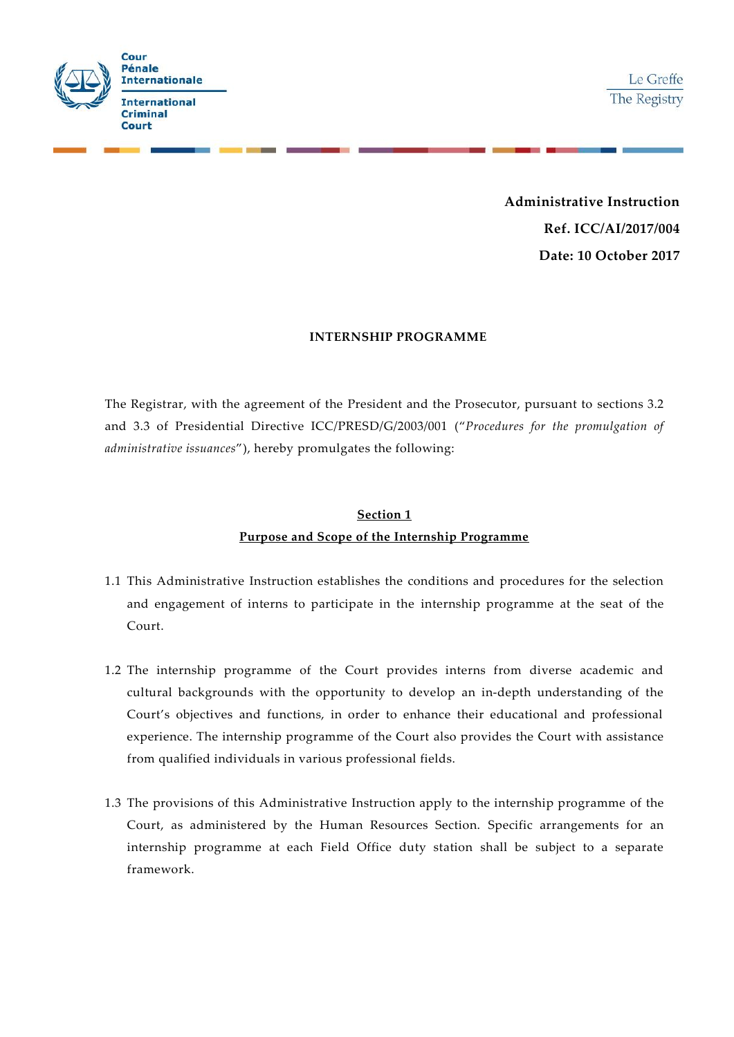Cour Pénale Internationale

International Criminal Court

Le Greffe

The Registry

**Administrative Instruction**

**Ref. ICC/AI/2017/004**

**Date: 10 October 2017**

# INTERNSHIP PROGRAMME

The Registrar, with the agreement of the President and the Prosecutor, pursuant to sections 3.2 and 3.3 of Presidential Directive ICC/PRESD/G/2003/001 ("*Procedures for the promulgation of administrative issuances*"), hereby promulgates the following:

## Section 1
## Purpose and Scope of the Internship Programme

1.1 This Administrative Instruction establishes the conditions and procedures for the selection and engagement of interns to participate in the internship programme at the seat of the Court.

1.2 The internship programme of the Court provides interns from diverse academic and cultural backgrounds with the opportunity to develop an in-depth understanding of the Court's objectives and functions, in order to enhance their educational and professional experience. The internship programme of the Court also provides the Court with assistance from qualified individuals in various professional fields.

1.3 The provisions of this Administrative Instruction apply to the internship programme of the Court, as administered by the Human Resources Section. Specific arrangements for an internship programme at each Field Office duty station shall be subject to a separate framework.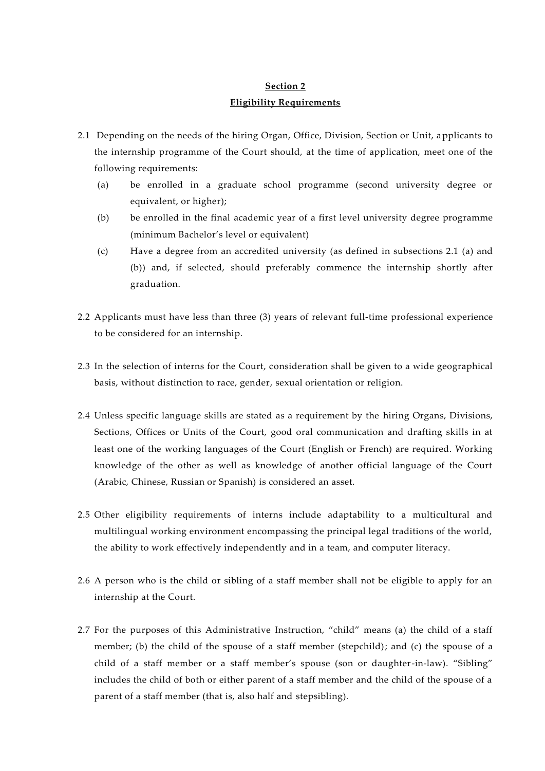## **Section 2**
## **Eligibility Requirements**

2.1 Depending on the needs of the hiring Organ, Office, Division, Section or Unit, applicants to the internship programme of the Court should, at the time of application, meet one of the following requirements:

(a) be enrolled in a graduate school programme (second university degree or equivalent, or higher);

(b) be enrolled in the final academic year of a first level university degree programme (minimum Bachelor's level or equivalent)

(c) Have a degree from an accredited university (as defined in subsections 2.1 (a) and (b)) and, if selected, should preferably commence the internship shortly after graduation.

2.2 Applicants must have less than three (3) years of relevant full-time professional experience to be considered for an internship.

2.3 In the selection of interns for the Court, consideration shall be given to a wide geographical basis, without distinction to race, gender, sexual orientation or religion.

2.4 Unless specific language skills are stated as a requirement by the hiring Organs, Divisions, Sections, Offices or Units of the Court, good oral communication and drafting skills in at least one of the working languages of the Court (English or French) are required. Working knowledge of the other as well as knowledge of another official language of the Court (Arabic, Chinese, Russian or Spanish) is considered an asset.

2.5 Other eligibility requirements of interns include adaptability to a multicultural and multilingual working environment encompassing the principal legal traditions of the world, the ability to work effectively independently and in a team, and computer literacy.

2.6 A person who is the child or sibling of a staff member shall not be eligible to apply for an internship at the Court.

2.7 For the purposes of this Administrative Instruction, "child" means (a) the child of a staff member; (b) the child of the spouse of a staff member (stepchild); and (c) the spouse of a child of a staff member or a staff member's spouse (son or daughter-in-law). "Sibling" includes the child of both or either parent of a staff member and the child of the spouse of a parent of a staff member (that is, also half and stepsibling).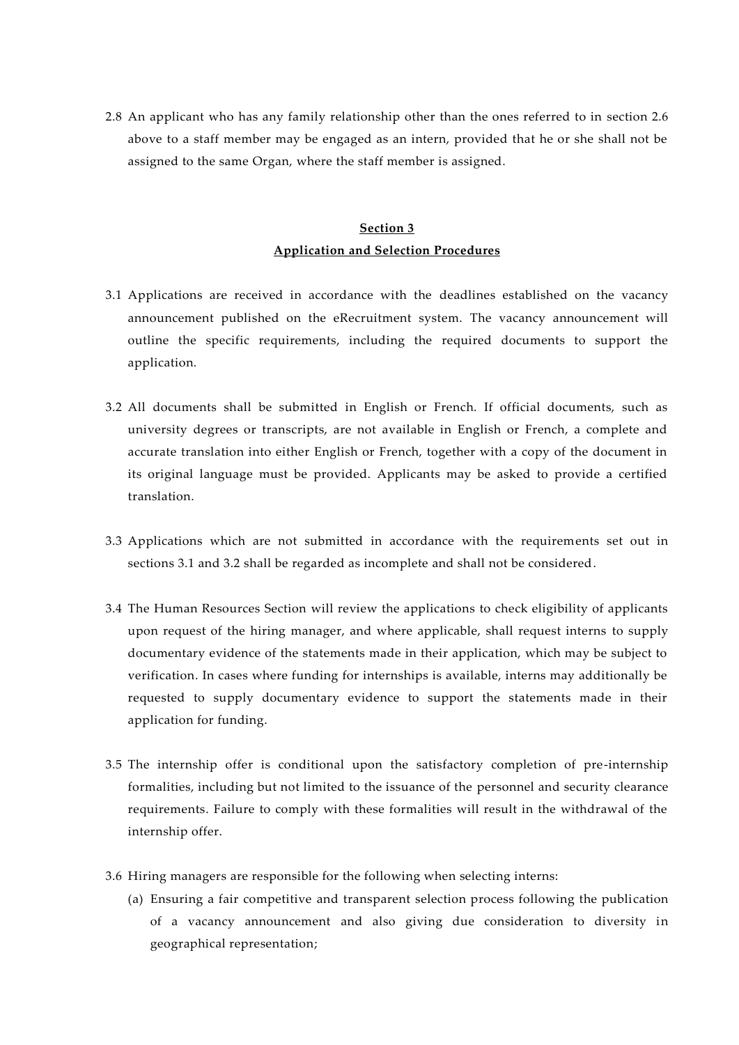2.8 An applicant who has any family relationship other than the ones referred to in section 2.6 above to a staff member may be engaged as an intern, provided that he or she shall not be assigned to the same Organ, where the staff member is assigned.

## Section 3
## Application and Selection Procedures

3.1 Applications are received in accordance with the deadlines established on the vacancy announcement published on the eRecruitment system. The vacancy announcement will outline the specific requirements, including the required documents to support the application.

3.2 All documents shall be submitted in English or French. If official documents, such as university degrees or transcripts, are not available in English or French, a complete and accurate translation into either English or French, together with a copy of the document in its original language must be provided. Applicants may be asked to provide a certified translation.

3.3 Applications which are not submitted in accordance with the requirements set out in sections 3.1 and 3.2 shall be regarded as incomplete and shall not be considered.

3.4 The Human Resources Section will review the applications to check eligibility of applicants upon request of the hiring manager, and where applicable, shall request interns to supply documentary evidence of the statements made in their application, which may be subject to verification. In cases where funding for internships is available, interns may additionally be requested to supply documentary evidence to support the statements made in their application for funding.

3.5 The internship offer is conditional upon the satisfactory completion of pre-internship formalities, including but not limited to the issuance of the personnel and security clearance requirements. Failure to comply with these formalities will result in the withdrawal of the internship offer.

3.6 Hiring managers are responsible for the following when selecting interns:

(a) Ensuring a fair competitive and transparent selection process following the publication of a vacancy announcement and also giving due consideration to diversity in geographical representation;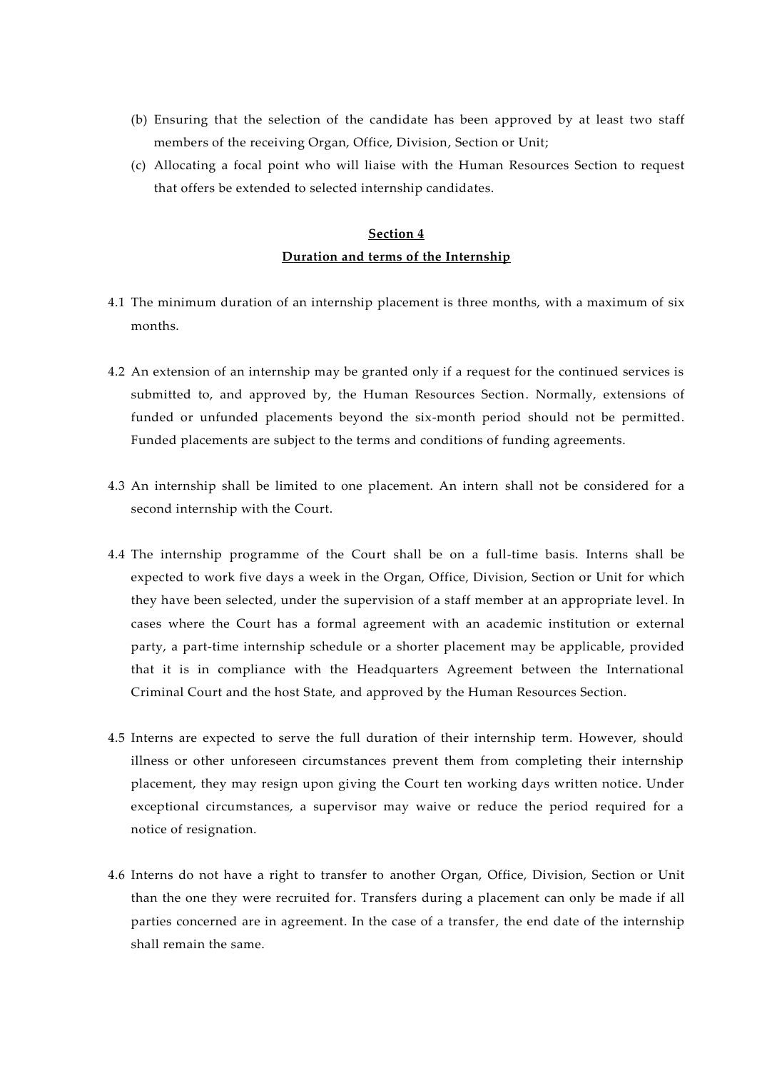(b) Ensuring that the selection of the candidate has been approved by at least two staff members of the receiving Organ, Office, Division, Section or Unit;

(c) Allocating a focal point who will liaise with the Human Resources Section to request that offers be extended to selected internship candidates.

## Section 4
## Duration and terms of the Internship

4.1 The minimum duration of an internship placement is three months, with a maximum of six months.

4.2 An extension of an internship may be granted only if a request for the continued services is submitted to, and approved by, the Human Resources Section. Normally, extensions of funded or unfunded placements beyond the six-month period should not be permitted. Funded placements are subject to the terms and conditions of funding agreements.

4.3 An internship shall be limited to one placement. An intern shall not be considered for a second internship with the Court.

4.4 The internship programme of the Court shall be on a full-time basis. Interns shall be expected to work five days a week in the Organ, Office, Division, Section or Unit for which they have been selected, under the supervision of a staff member at an appropriate level. In cases where the Court has a formal agreement with an academic institution or external party, a part-time internship schedule or a shorter placement may be applicable, provided that it is in compliance with the Headquarters Agreement between the International Criminal Court and the host State, and approved by the Human Resources Section.

4.5 Interns are expected to serve the full duration of their internship term. However, should illness or other unforeseen circumstances prevent them from completing their internship placement, they may resign upon giving the Court ten working days written notice. Under exceptional circumstances, a supervisor may waive or reduce the period required for a notice of resignation.

4.6 Interns do not have a right to transfer to another Organ, Office, Division, Section or Unit than the one they were recruited for. Transfers during a placement can only be made if all parties concerned are in agreement. In the case of a transfer, the end date of the internship shall remain the same.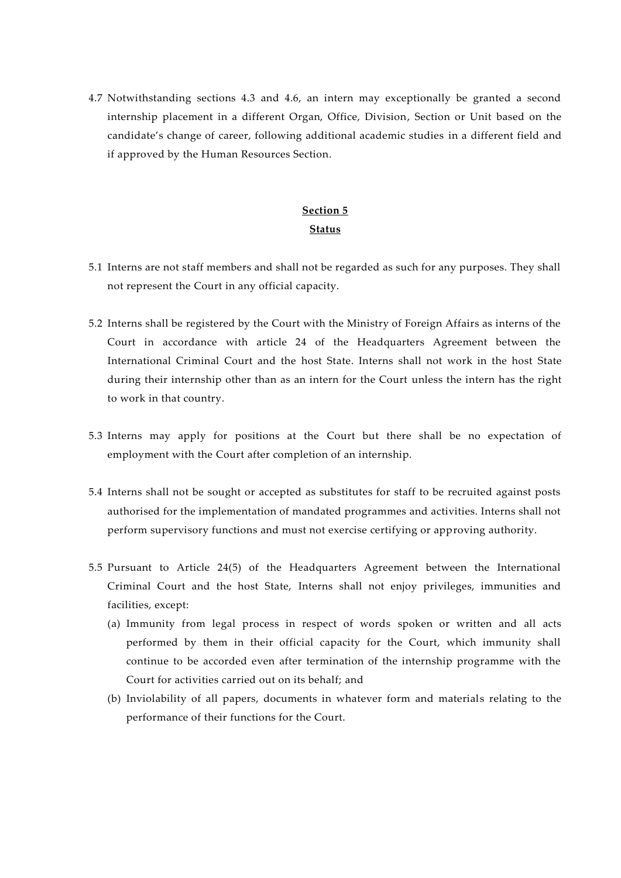4.7 Notwithstanding sections 4.3 and 4.6, an intern may exceptionally be granted a second internship placement in a different Organ, Office, Division, Section or Unit based on the candidate's change of career, following additional academic studies in a different field and if approved by the Human Resources Section.

## Section 5
## Status

5.1 Interns are not staff members and shall not be regarded as such for any purposes. They shall not represent the Court in any official capacity.

5.2 Interns shall be registered by the Court with the Ministry of Foreign Affairs as interns of the Court in accordance with article 24 of the Headquarters Agreement between the International Criminal Court and the host State. Interns shall not work in the host State during their internship other than as an intern for the Court unless the intern has the right to work in that country.

5.3 Interns may apply for positions at the Court but there shall be no expectation of employment with the Court after completion of an internship.

5.4 Interns shall not be sought or accepted as substitutes for staff to be recruited against posts authorised for the implementation of mandated programmes and activities. Interns shall not perform supervisory functions and must not exercise certifying or approving authority.

5.5 Pursuant to Article 24(5) of the Headquarters Agreement between the International Criminal Court and the host State, Interns shall not enjoy privileges, immunities and facilities, except:

(a) Immunity from legal process in respect of words spoken or written and all acts performed by them in their official capacity for the Court, which immunity shall continue to be accorded even after termination of the internship programme with the Court for activities carried out on its behalf; and

(b) Inviolability of all papers, documents in whatever form and materials relating to the performance of their functions for the Court.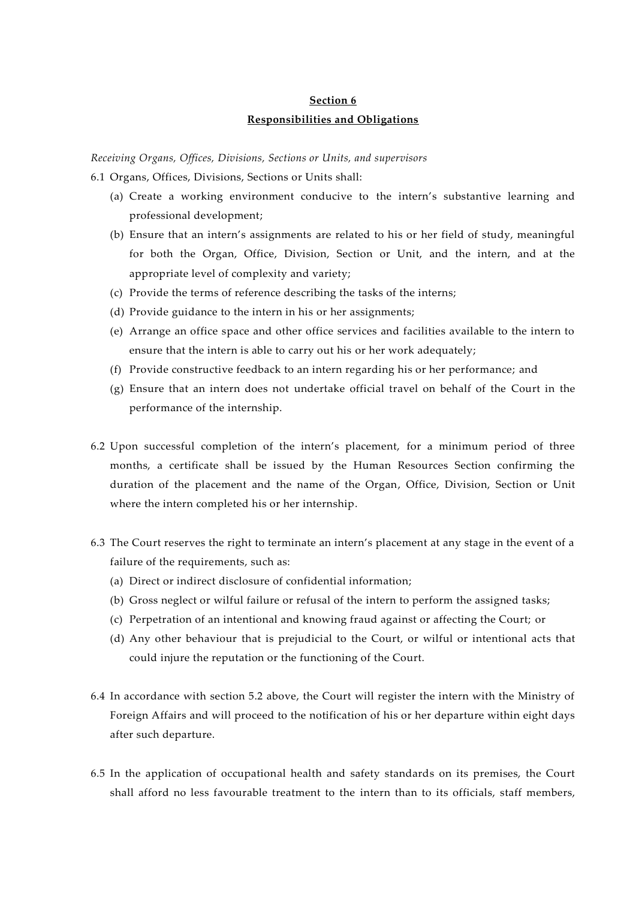## Section 6

## Responsibilities and Obligations

*Receiving Organs, Offices, Divisions, Sections or Units, and supervisors*

6.1 Organs, Offices, Divisions, Sections or Units shall:

(a) Create a working environment conducive to the intern's substantive learning and professional development;

(b) Ensure that an intern's assignments are related to his or her field of study, meaningful for both the Organ, Office, Division, Section or Unit, and the intern, and at the appropriate level of complexity and variety;

(c) Provide the terms of reference describing the tasks of the interns;

(d) Provide guidance to the intern in his or her assignments;

(e) Arrange an office space and other office services and facilities available to the intern to ensure that the intern is able to carry out his or her work adequately;

(f) Provide constructive feedback to an intern regarding his or her performance; and

(g) Ensure that an intern does not undertake official travel on behalf of the Court in the performance of the internship.

6.2 Upon successful completion of the intern's placement, for a minimum period of three months, a certificate shall be issued by the Human Resources Section confirming the duration of the placement and the name of the Organ, Office, Division, Section or Unit where the intern completed his or her internship.

6.3 The Court reserves the right to terminate an intern's placement at any stage in the event of a failure of the requirements, such as:

(a) Direct or indirect disclosure of confidential information;

(b) Gross neglect or wilful failure or refusal of the intern to perform the assigned tasks;

(c) Perpetration of an intentional and knowing fraud against or affecting the Court; or

(d) Any other behaviour that is prejudicial to the Court, or wilful or intentional acts that could injure the reputation or the functioning of the Court.

6.4 In accordance with section 5.2 above, the Court will register the intern with the Ministry of Foreign Affairs and will proceed to the notification of his or her departure within eight days after such departure.

6.5 In the application of occupational health and safety standards on its premises, the Court shall afford no less favourable treatment to the intern than to its officials, staff members,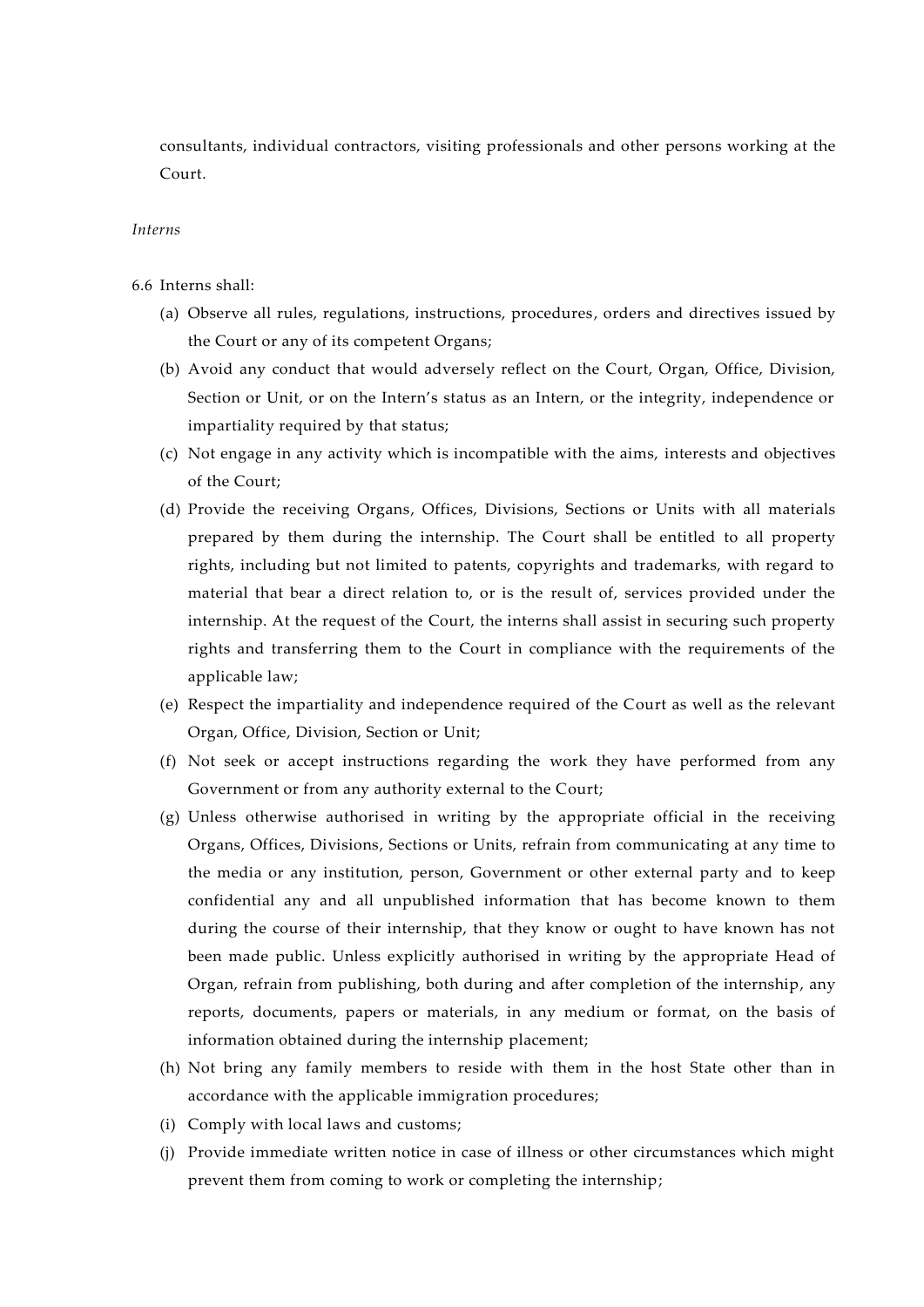consultants, individual contractors, visiting professionals and other persons working at the Court.

*Interns*

6.6 Interns shall:

(a) Observe all rules, regulations, instructions, procedures, orders and directives issued by the Court or any of its competent Organs;

(b) Avoid any conduct that would adversely reflect on the Court, Organ, Office, Division, Section or Unit, or on the Intern's status as an Intern, or the integrity, independence or impartiality required by that status;

(c) Not engage in any activity which is incompatible with the aims, interests and objectives of the Court;

(d) Provide the receiving Organs, Offices, Divisions, Sections or Units with all materials prepared by them during the internship. The Court shall be entitled to all property rights, including but not limited to patents, copyrights and trademarks, with regard to material that bear a direct relation to, or is the result of, services provided under the internship. At the request of the Court, the interns shall assist in securing such property rights and transferring them to the Court in compliance with the requirements of the applicable law;

(e) Respect the impartiality and independence required of the Court as well as the relevant Organ, Office, Division, Section or Unit;

(f) Not seek or accept instructions regarding the work they have performed from any Government or from any authority external to the Court;

(g) Unless otherwise authorised in writing by the appropriate official in the receiving Organs, Offices, Divisions, Sections or Units, refrain from communicating at any time to the media or any institution, person, Government or other external party and to keep confidential any and all unpublished information that has become known to them during the course of their internship, that they know or ought to have known has not been made public. Unless explicitly authorised in writing by the appropriate Head of Organ, refrain from publishing, both during and after completion of the internship, any reports, documents, papers or materials, in any medium or format, on the basis of information obtained during the internship placement;

(h) Not bring any family members to reside with them in the host State other than in accordance with the applicable immigration procedures;

(i) Comply with local laws and customs;

(j) Provide immediate written notice in case of illness or other circumstances which might prevent them from coming to work or completing the internship;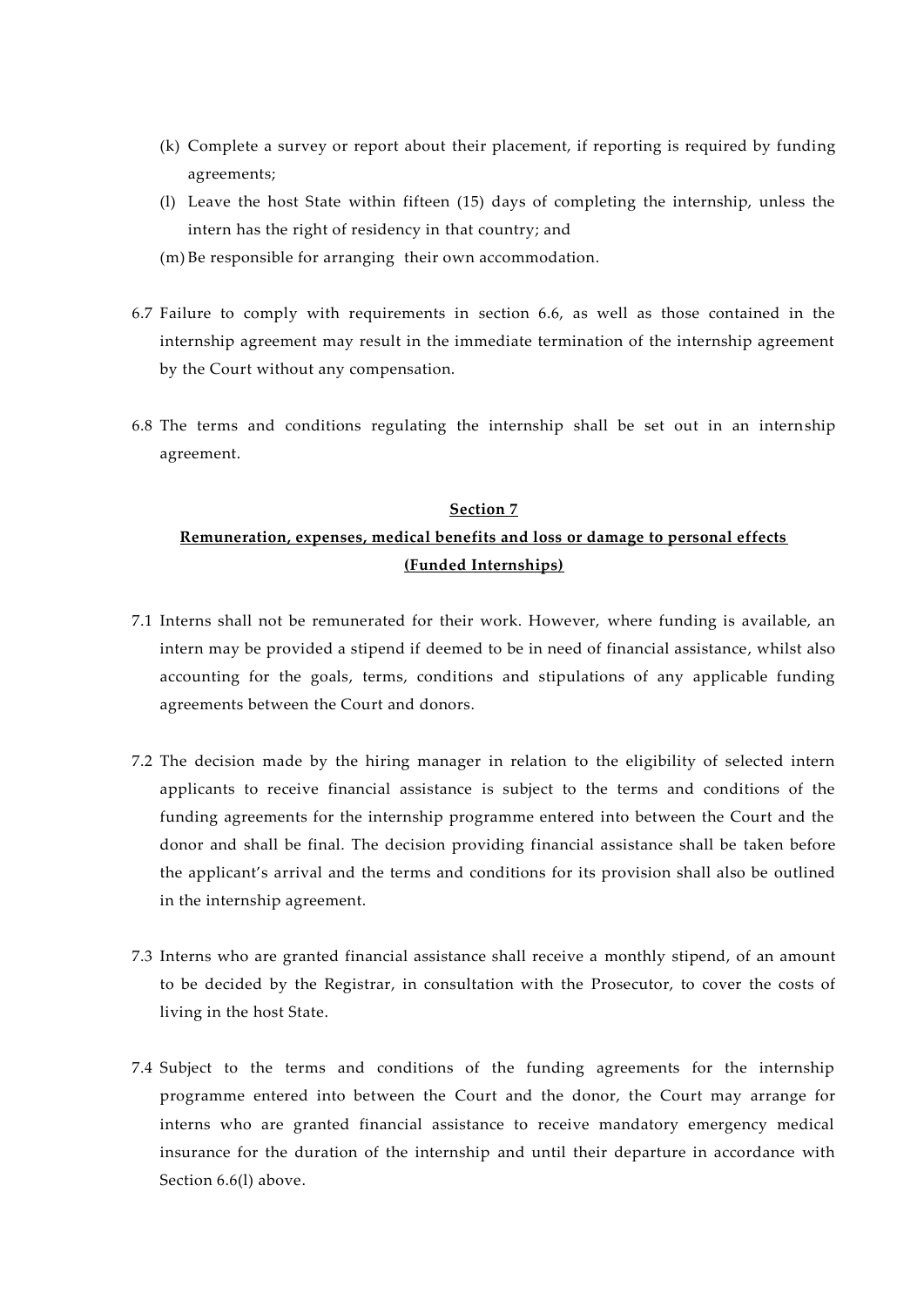(k) Complete a survey or report about their placement, if reporting is required by funding agreements;

(l) Leave the host State within fifteen (15) days of completing the internship, unless the intern has the right of residency in that country; and

(m) Be responsible for arranging their own accommodation.

6.7 Failure to comply with requirements in section 6.6, as well as those contained in the internship agreement may result in the immediate termination of the internship agreement by the Court without any compensation.

6.8 The terms and conditions regulating the internship shall be set out in an internship agreement.

## Section 7

## Remuneration, expenses, medical benefits and loss or damage to personal effects (Funded Internships)

7.1 Interns shall not be remunerated for their work. However, where funding is available, an intern may be provided a stipend if deemed to be in need of financial assistance, whilst also accounting for the goals, terms, conditions and stipulations of any applicable funding agreements between the Court and donors.

7.2 The decision made by the hiring manager in relation to the eligibility of selected intern applicants to receive financial assistance is subject to the terms and conditions of the funding agreements for the internship programme entered into between the Court and the donor and shall be final. The decision providing financial assistance shall be taken before the applicant's arrival and the terms and conditions for its provision shall also be outlined in the internship agreement.

7.3 Interns who are granted financial assistance shall receive a monthly stipend, of an amount to be decided by the Registrar, in consultation with the Prosecutor, to cover the costs of living in the host State.

7.4 Subject to the terms and conditions of the funding agreements for the internship programme entered into between the Court and the donor, the Court may arrange for interns who are granted financial assistance to receive mandatory emergency medical insurance for the duration of the internship and until their departure in accordance with Section 6.6(l) above.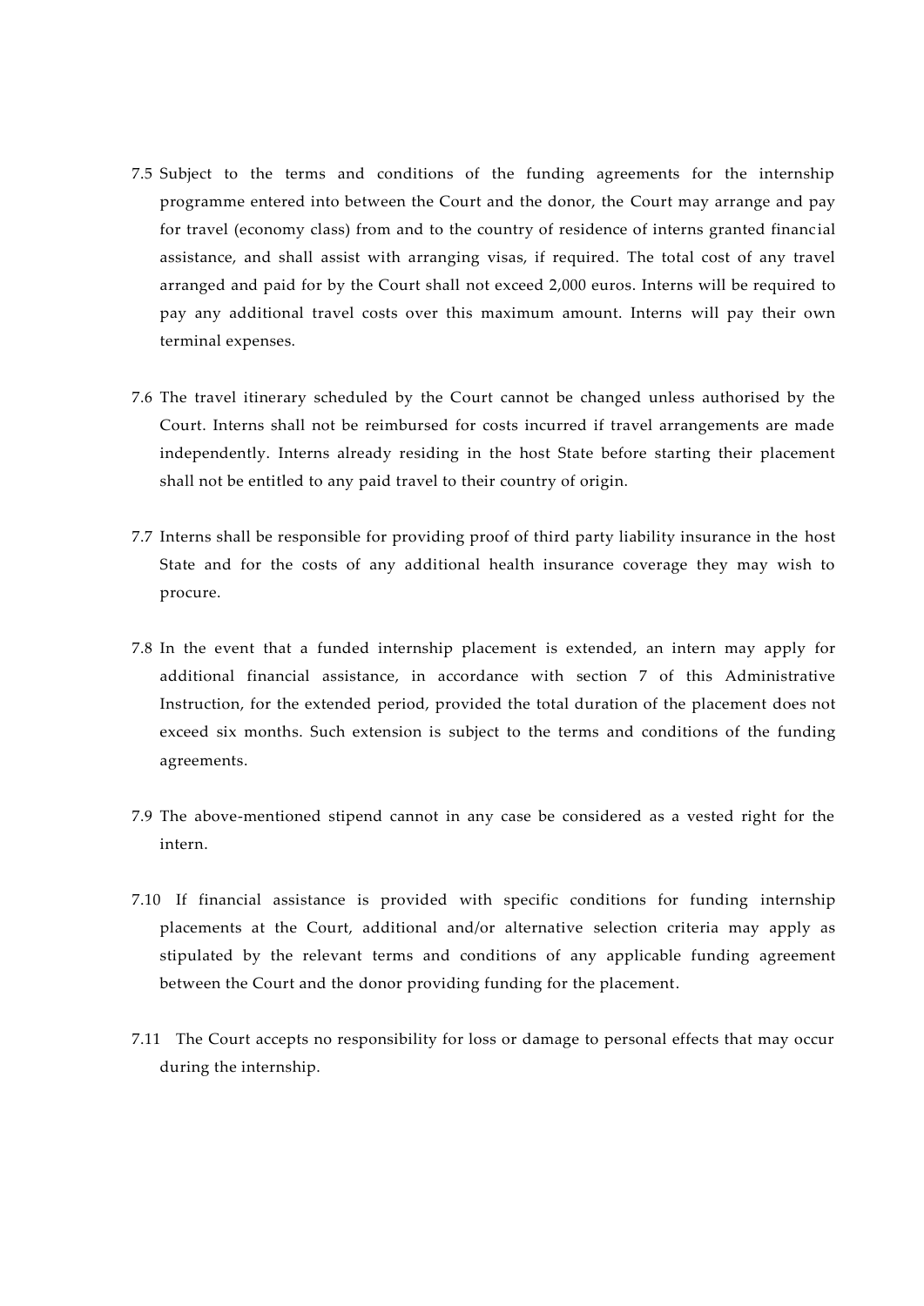7.5 Subject to the terms and conditions of the funding agreements for the internship programme entered into between the Court and the donor, the Court may arrange and pay for travel (economy class) from and to the country of residence of interns granted financial assistance, and shall assist with arranging visas, if required. The total cost of any travel arranged and paid for by the Court shall not exceed 2,000 euros. Interns will be required to pay any additional travel costs over this maximum amount. Interns will pay their own terminal expenses.

7.6 The travel itinerary scheduled by the Court cannot be changed unless authorised by the Court. Interns shall not be reimbursed for costs incurred if travel arrangements are made independently. Interns already residing in the host State before starting their placement shall not be entitled to any paid travel to their country of origin.

7.7 Interns shall be responsible for providing proof of third party liability insurance in the host State and for the costs of any additional health insurance coverage they may wish to procure.

7.8 In the event that a funded internship placement is extended, an intern may apply for additional financial assistance, in accordance with section 7 of this Administrative Instruction, for the extended period, provided the total duration of the placement does not exceed six months. Such extension is subject to the terms and conditions of the funding agreements.

7.9 The above-mentioned stipend cannot in any case be considered as a vested right for the intern.

7.10 If financial assistance is provided with specific conditions for funding internship placements at the Court, additional and/or alternative selection criteria may apply as stipulated by the relevant terms and conditions of any applicable funding agreement between the Court and the donor providing funding for the placement.

7.11 The Court accepts no responsibility for loss or damage to personal effects that may occur during the internship.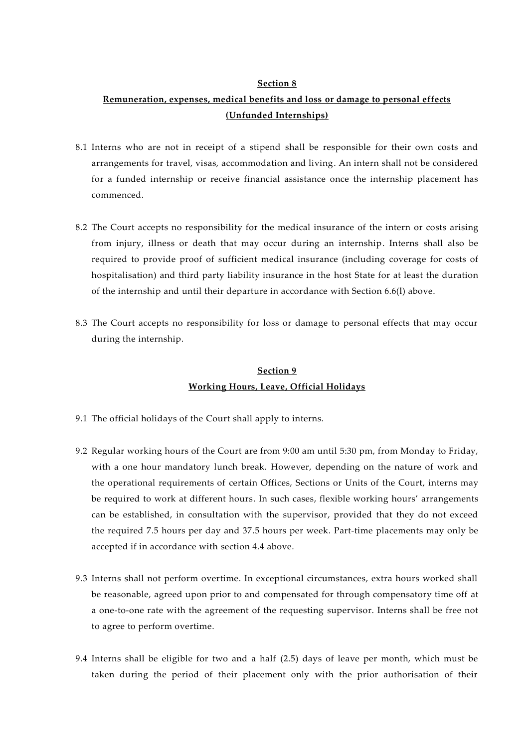## Section 8

## Remuneration, expenses, medical benefits and loss or damage to personal effects (Unfunded Internships)

8.1 Interns who are not in receipt of a stipend shall be responsible for their own costs and arrangements for travel, visas, accommodation and living. An intern shall not be considered for a funded internship or receive financial assistance once the internship placement has commenced.

8.2 The Court accepts no responsibility for the medical insurance of the intern or costs arising from injury, illness or death that may occur during an internship. Interns shall also be required to provide proof of sufficient medical insurance (including coverage for costs of hospitalisation) and third party liability insurance in the host State for at least the duration of the internship and until their departure in accordance with Section 6.6(l) above.

8.3 The Court accepts no responsibility for loss or damage to personal effects that may occur during the internship.

## Section 9

## Working Hours, Leave, Official Holidays

9.1 The official holidays of the Court shall apply to interns.

9.2 Regular working hours of the Court are from 9:00 am until 5:30 pm, from Monday to Friday, with a one hour mandatory lunch break. However, depending on the nature of work and the operational requirements of certain Offices, Sections or Units of the Court, interns may be required to work at different hours. In such cases, flexible working hours' arrangements can be established, in consultation with the supervisor, provided that they do not exceed the required 7.5 hours per day and 37.5 hours per week. Part-time placements may only be accepted if in accordance with section 4.4 above.

9.3 Interns shall not perform overtime. In exceptional circumstances, extra hours worked shall be reasonable, agreed upon prior to and compensated for through compensatory time off at a one-to-one rate with the agreement of the requesting supervisor. Interns shall be free not to agree to perform overtime.

9.4 Interns shall be eligible for two and a half (2.5) days of leave per month, which must be taken during the period of their placement only with the prior authorisation of their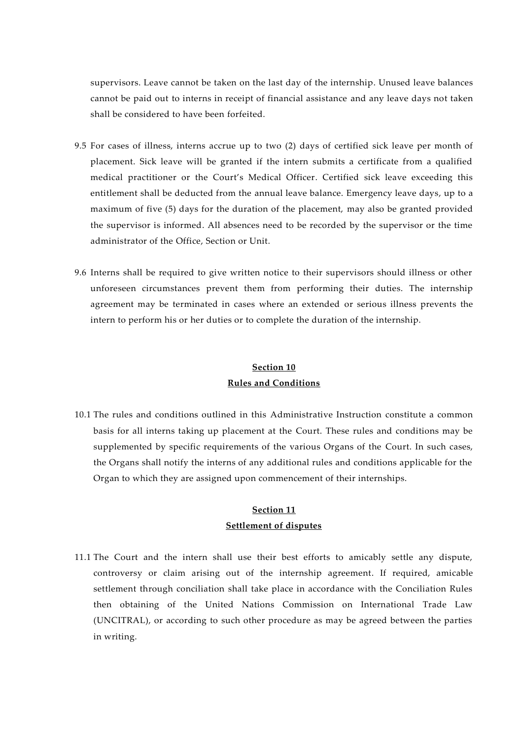supervisors. Leave cannot be taken on the last day of the internship. Unused leave balances cannot be paid out to interns in receipt of financial assistance and any leave days not taken shall be considered to have been forfeited.

9.5 For cases of illness, interns accrue up to two (2) days of certified sick leave per month of placement. Sick leave will be granted if the intern submits a certificate from a qualified medical practitioner or the Court's Medical Officer. Certified sick leave exceeding this entitlement shall be deducted from the annual leave balance. Emergency leave days, up to a maximum of five (5) days for the duration of the placement, may also be granted provided the supervisor is informed. All absences need to be recorded by the supervisor or the time administrator of the Office, Section or Unit.

9.6 Interns shall be required to give written notice to their supervisors should illness or other unforeseen circumstances prevent them from performing their duties. The internship agreement may be terminated in cases where an extended or serious illness prevents the intern to perform his or her duties or to complete the duration of the internship.

## Section 10
## Rules and Conditions

10.1 The rules and conditions outlined in this Administrative Instruction constitute a common basis for all interns taking up placement at the Court. These rules and conditions may be supplemented by specific requirements of the various Organs of the Court. In such cases, the Organs shall notify the interns of any additional rules and conditions applicable for the Organ to which they are assigned upon commencement of their internships.

## Section 11
## Settlement of disputes

11.1 The Court and the intern shall use their best efforts to amicably settle any dispute, controversy or claim arising out of the internship agreement. If required, amicable settlement through conciliation shall take place in accordance with the Conciliation Rules then obtaining of the United Nations Commission on International Trade Law (UNCITRAL), or according to such other procedure as may be agreed between the parties in writing.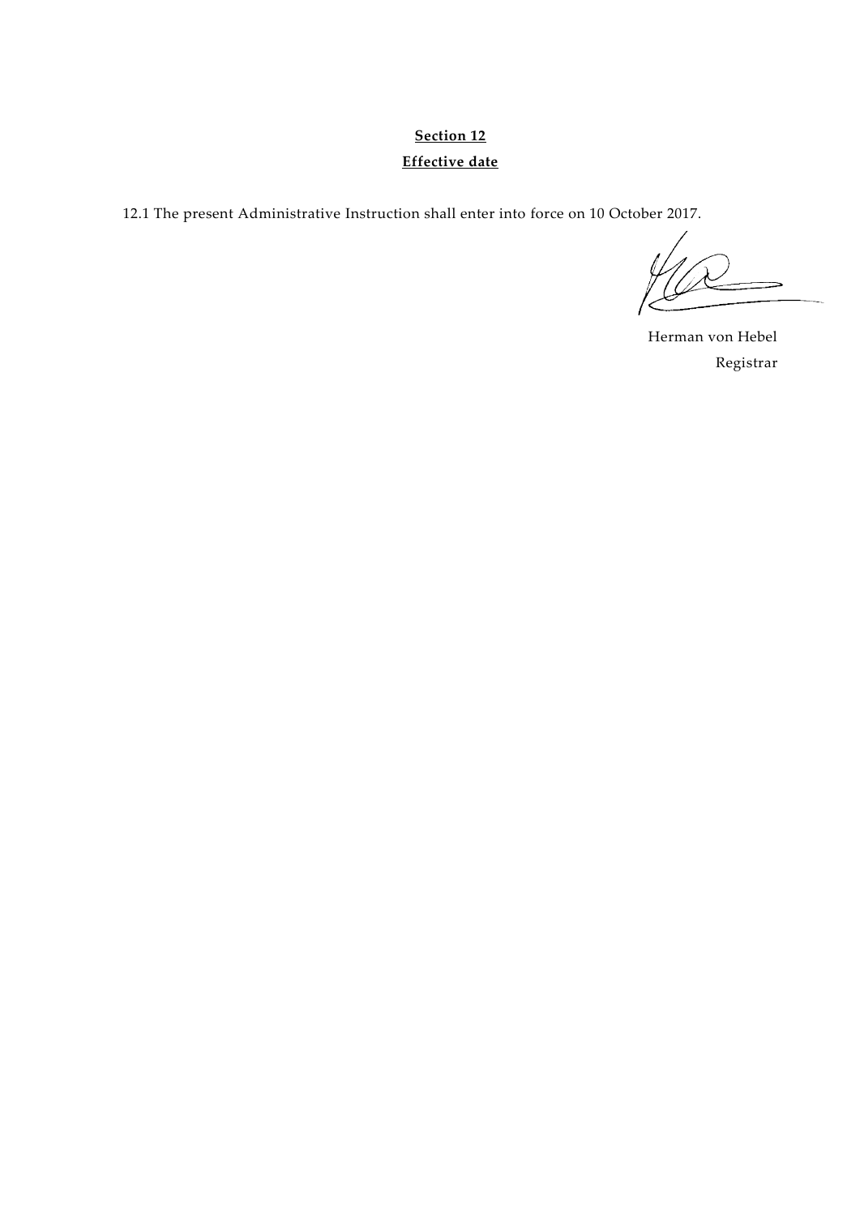**Section 12**

**Effective date**

12.1 The present Administrative Instruction shall enter into force on 10 October 2017.

Herman von Hebel

Registrar